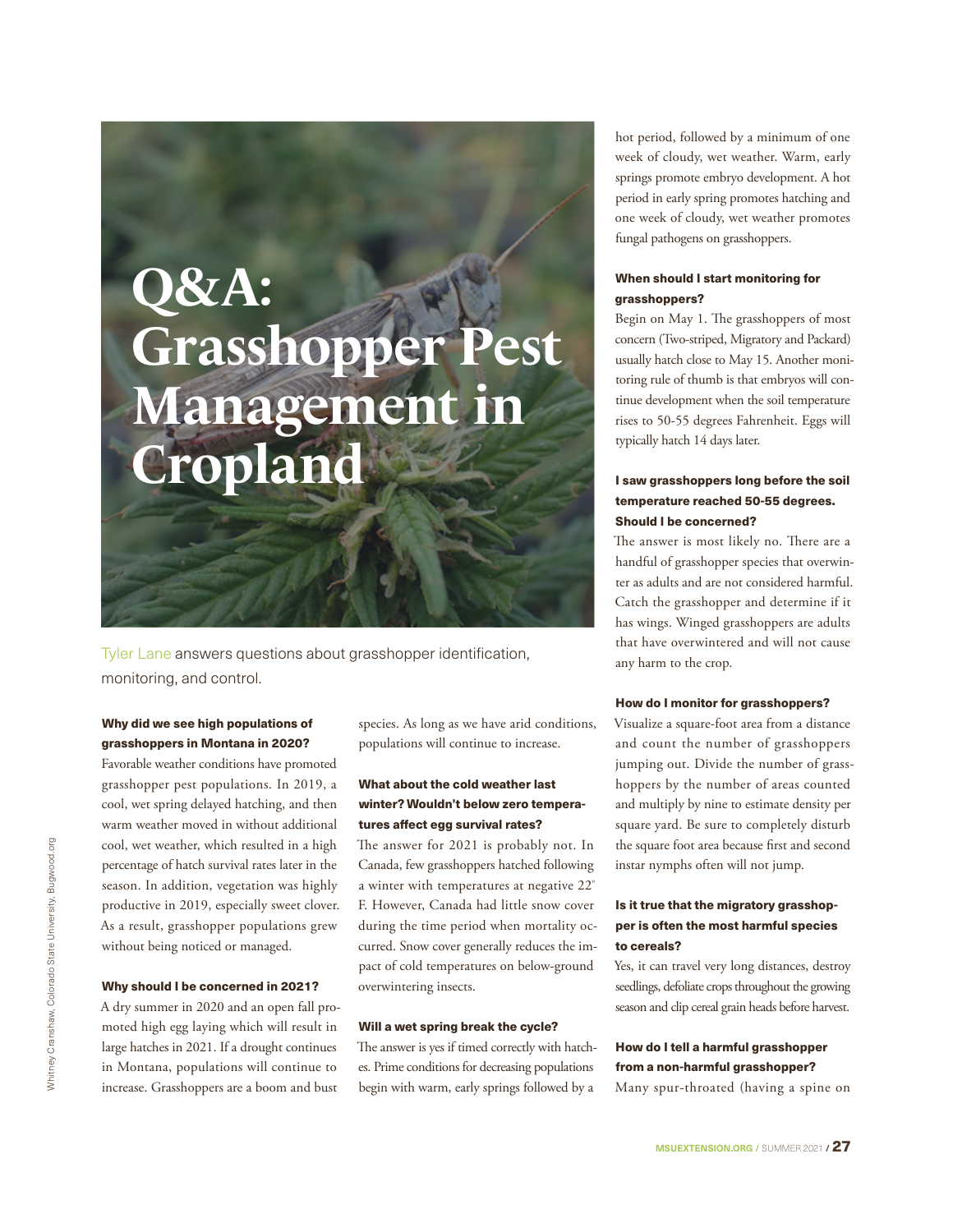# Q&A: Grasshopper Pest Management in Cropland

Tyler Lane answers questions about grasshopper identification, monitoring, and control.

Whitney Cranshaw, Colorado State University, Bugwood.org

**Why did we see high populations of grasshoppers in Montana in 2020?**

Favorable weather conditions have promoted grasshopper pest populations. In 2019, a cool, wet spring delayed hatching, and then warm weather moved in without additional cool, wet weather, which resulted in a high percentage of hatch survival rates later in the season. In addition, vegetation was highly productive in 2019, especially sweet clover. As a result, grasshopper populations grew without being noticed or managed.

**Why should I be concerned in 2021?**

A dry summer in 2020 and an open fall promoted high egg laying which will result in large hatches in 2021. If a drought continues in Montana, populations will continue to increase. Grasshoppers are a boom and bust species. As long as we have arid conditions, populations will continue to increase.

**What about the cold weather last winter? Wouldn't below zero temperatures affect egg survival rates?**

The answer for 2021 is probably not. In Canada, few grasshoppers hatched following a winter with temperatures at negative 22° F. However, Canada had little snow cover during the time period when mortality occurred. Snow cover generally reduces the impact of cold temperatures on below-ground overwintering insects.

**Will a wet spring break the cycle?**

The answer is yes if timed correctly with hatches. Prime conditions for decreasing populations begin with warm, early springs followed by a hot period, followed by a minimum of one week of cloudy, wet weather. Warm, early springs promote embryo development. A hot period in early spring promotes hatching and one week of cloudy, wet weather promotes fungal pathogens on grasshoppers.

**When should I start monitoring for grasshoppers?**

Begin on May 1. The grasshoppers of most concern (Two-striped, Migratory and Packard) usually hatch close to May 15. Another monitoring rule of thumb is that embryos will continue development when the soil temperature rises to 50-55 degrees Fahrenheit. Eggs will typically hatch 14 days later.

**I saw grasshoppers long before the soil temperature reached 50-55 degrees. Should I be concerned?**

The answer is most likely no. There are a handful of grasshopper species that overwinter as adults and are not considered harmful. Catch the grasshopper and determine if it has wings. Winged grasshoppers are adults that have overwintered and will not cause any harm to the crop.

**How do I monitor for grasshoppers?**

Visualize a square-foot area from a distance and count the number of grasshoppers jumping out. Divide the number of grasshoppers by the number of areas counted and multiply by nine to estimate density per square yard. Be sure to completely disturb the square foot area because first and second instar nymphs often will not jump.

**Is it true that the migratory grasshopper is often the most harmful species to cereals?**

Yes, it can travel very long distances, destroy seedlings, defoliate crops throughout the growing season and clip cereal grain heads before harvest.

**How do I tell a harmful grasshopper from a non-harmful grasshopper?**

Many spur-throated (having a spine on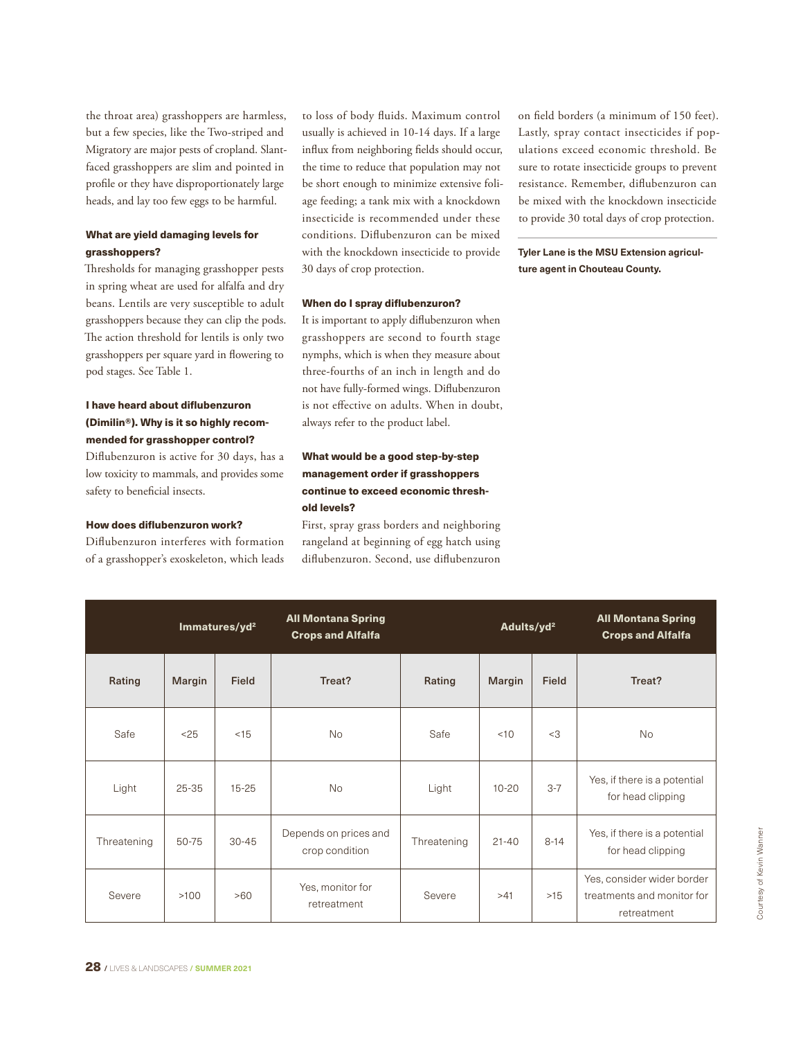the throat area) grasshoppers are harmless, but a few species, like the Two-striped and Migratory are major pests of cropland. Slant-faced grasshoppers are slim and pointed in profile or they have disproportionately large heads, and lay too few eggs to be harmful.

**What are yield damaging levels for grasshoppers?**

Thresholds for managing grasshopper pests in spring wheat are used for alfalfa and dry beans. Lentils are very susceptible to adult grasshoppers because they can clip the pods. The action threshold for lentils is only two grasshoppers per square yard in flowering to pod stages. See Table 1.

**I have heard about diflubenzuron (Dimilin®). Why is it so highly recommended for grasshopper control?**

Diflubenzuron is active for 30 days, has a low toxicity to mammals, and provides some safety to beneficial insects.

**How does diflubenzuron work?**

Diflubenzuron interferes with formation of a grasshopper's exoskeleton, which leads to loss of body fluids. Maximum control usually is achieved in 10-14 days. If a large influx from neighboring fields should occur, the time to reduce that population may not be short enough to minimize extensive foliage feeding; a tank mix with a knockdown insecticide is recommended under these conditions. Diflubenzuron can be mixed with the knockdown insecticide to provide 30 days of crop protection.

**When do I spray diflubenzuron?**

It is important to apply diflubenzuron when grasshoppers are second to fourth stage nymphs, which is when they measure about three-fourths of an inch in length and do not have fully-formed wings. Diflubenzuron is not effective on adults. When in doubt, always refer to the product label.

**What would be a good step-by-step management order if grasshoppers continue to exceed economic threshold levels?**

First, spray grass borders and neighboring rangeland at beginning of egg hatch using diflubenzuron. Second, use diflubenzuron on field borders (a minimum of 150 feet). Lastly, spray contact insecticides if populations exceed economic threshold. Be sure to rotate insecticide groups to prevent resistance. Remember, diflubenzuron can be mixed with the knockdown insecticide to provide 30 total days of crop protection.

**Tyler Lane is the MSU Extension agriculture agent in Chouteau County.**

| | Immatures/yd² | | All Montana Spring Crops and Alfalfa | | Adults/yd² | | All Montana Spring Crops and Alfalfa |
|---|---|---|---|---|---|---|---|
| Rating | Margin | Field | Treat? | Rating | Margin | Field | Treat? |
| Safe | <25 | <15 | No | Safe | <10 | <3 | No |
| Light | 25-35 | 15-25 | No | Light | 10-20 | 3-7 | Yes, if there is a potential for head clipping |
| Threatening | 50-75 | 30-45 | Depends on prices and crop condition | Threatening | 21-40 | 8-14 | Yes, if there is a potential for head clipping |
| Severe | >100 | >60 | Yes, monitor for retreatment | Severe | >41 | >15 | Yes, consider wider border treatments and monitor for retreatment |

Courtesy of Kevin Wanner